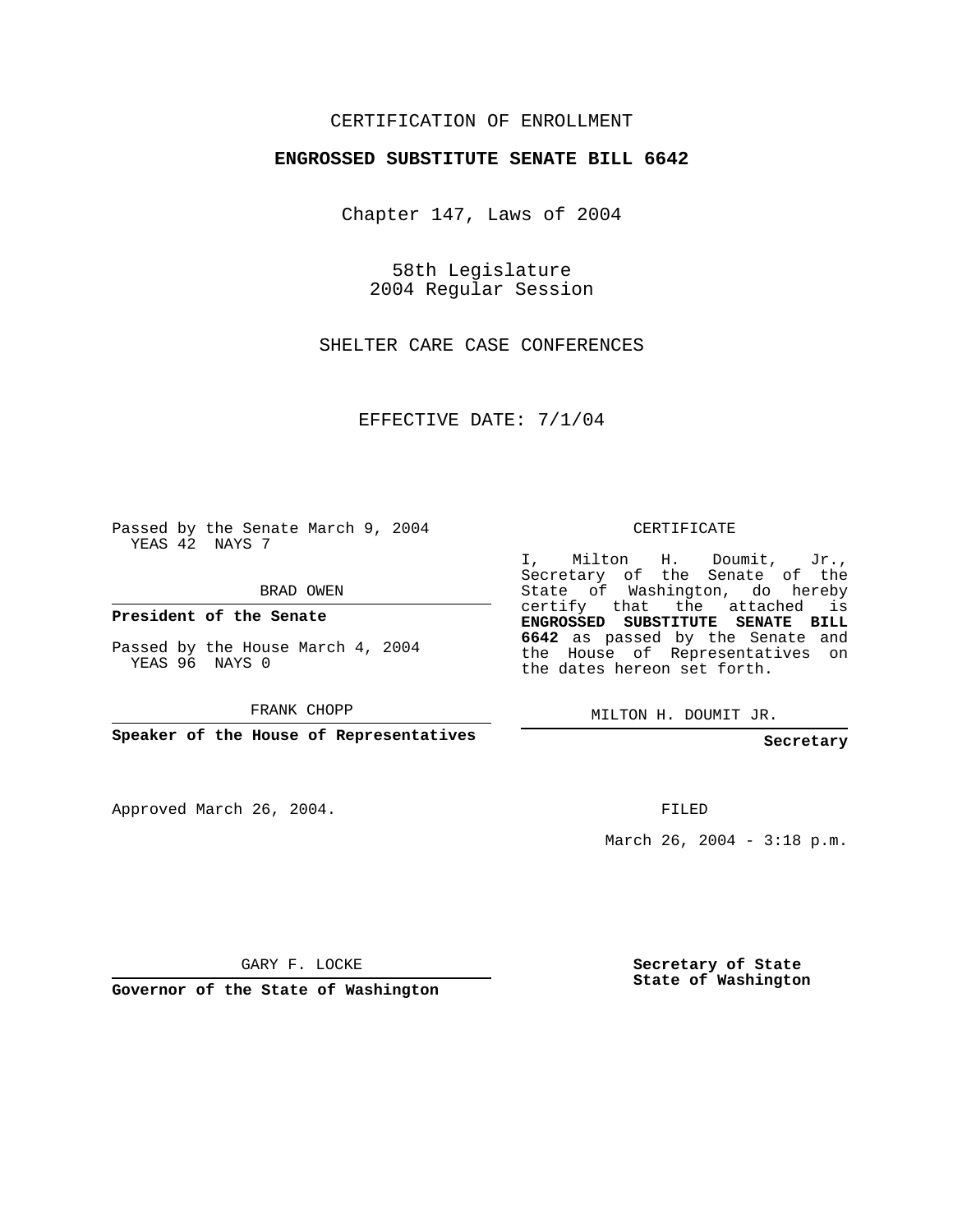CERTIFICATION OF ENROLLMENT

**ENGROSSED SUBSTITUTE SENATE BILL 6642**

Chapter 147, Laws of 2004

58th Legislature
2004 Regular Session

SHELTER CARE CASE CONFERENCES

EFFECTIVE DATE: 7/1/04

Passed by the Senate March 9, 2004
YEAS 42 NAYS 7

BRAD OWEN

**President of the Senate**

Passed by the House March 4, 2004
YEAS 96 NAYS 0

FRANK CHOPP

**Speaker of the House of Representatives**

CERTIFICATE

I, Milton H. Doumit, Jr., Secretary of the Senate of the State of Washington, do hereby certify that the attached is **ENGROSSED SUBSTITUTE SENATE BILL 6642** as passed by the Senate and the House of Representatives on the dates hereon set forth.

MILTON H. DOUMIT JR.

**Secretary**

Approved March 26, 2004.

FILED

March 26, 2004 - 3:18 p.m.

GARY F. LOCKE

**Governor of the State of Washington**

**Secretary of State**
**State of Washington**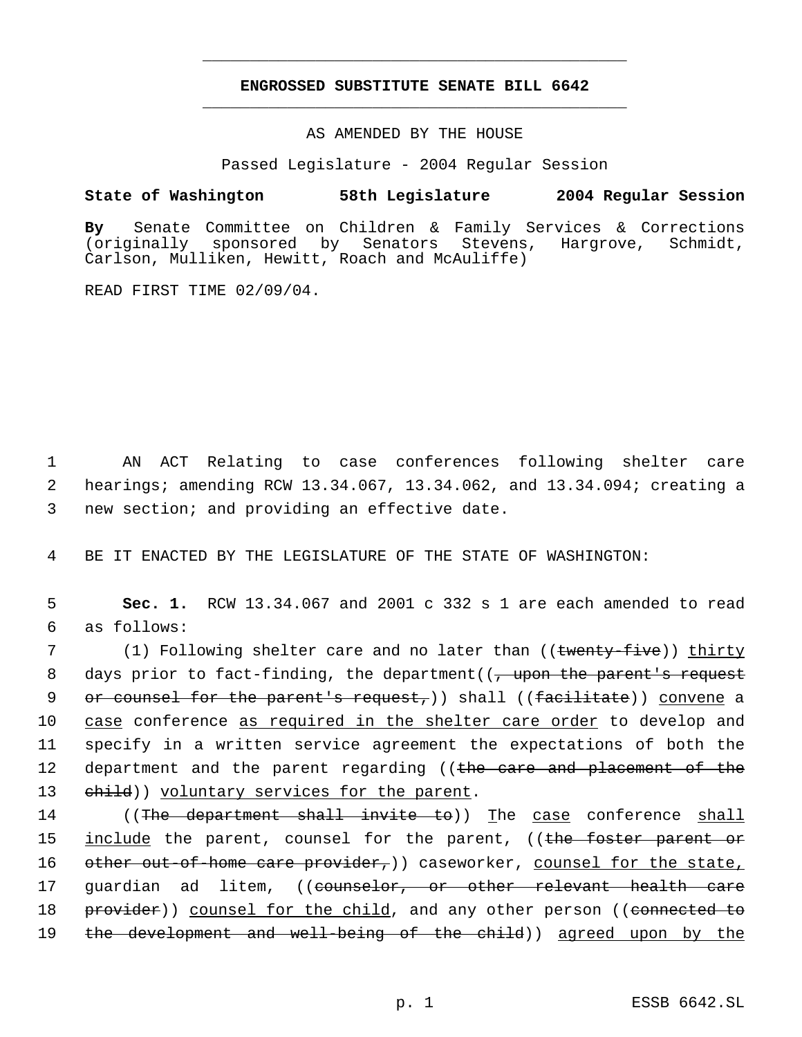# ENGROSSED SUBSTITUTE SENATE BILL 6642

AS AMENDED BY THE HOUSE

Passed Legislature - 2004 Regular Session

**State of Washington 58th Legislature 2004 Regular Session**

**By** Senate Committee on Children & Family Services & Corrections (originally sponsored by Senators Stevens, Hargrove, Schmidt, Carlson, Mulliken, Hewitt, Roach and McAuliffe)

READ FIRST TIME 02/09/04.

AN ACT Relating to case conferences following shelter care hearings; amending RCW 13.34.067, 13.34.062, and 13.34.094; creating a new section; and providing an effective date.

BE IT ENACTED BY THE LEGISLATURE OF THE STATE OF WASHINGTON:

**Sec. 1.** RCW 13.34.067 and 2001 c 332 s 1 are each amended to read as follows:

(1) Following shelter care and no later than ((~~twenty-five~~)) <u>thirty</u> days prior to fact-finding, the department((~~, upon the parent's request or counsel for the parent's request,~~)) shall ((~~facilitate~~)) <u>convene</u> a <u>case</u> conference <u>as required in the shelter care order</u> to develop and specify in a written service agreement the expectations of both the department and the parent regarding ((~~the care and placement of the child~~)) <u>voluntary services for the parent</u>.

((~~The department shall invite to~~)) <u>T</u>he <u>case</u> conference <u>shall include</u> the parent, counsel for the parent, ((~~the foster parent or other out-of-home care provider,~~)) caseworker, <u>counsel for the state,</u> guardian ad litem, ((~~counselor, or other relevant health care provider~~)) <u>counsel for the child</u>, and any other person ((~~connected to the development and well-being of the child~~)) <u>agreed upon by the</u>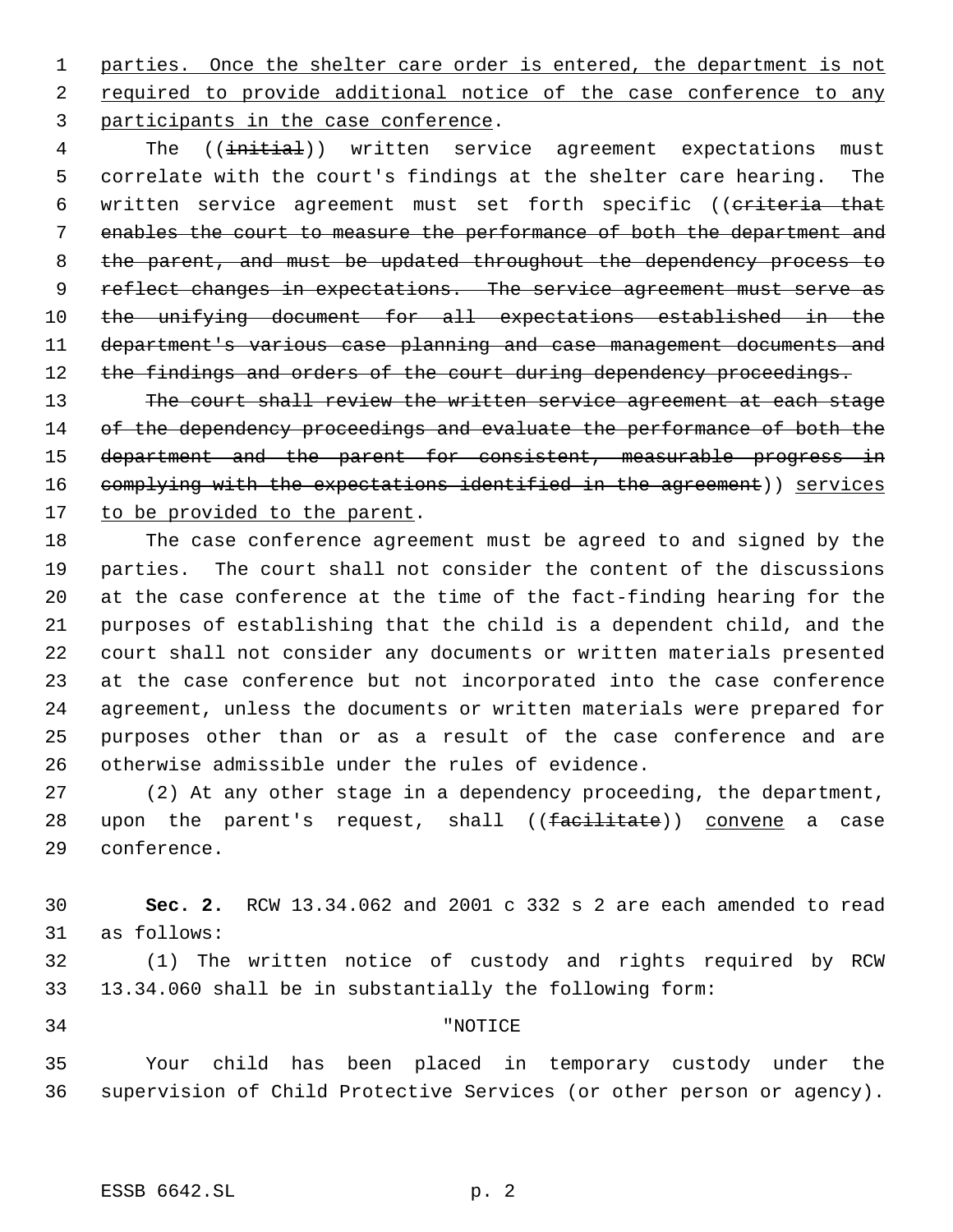parties. Once the shelter care order is entered, the department is not required to provide additional notice of the case conference to any participants in the case conference.

The ((~~initial~~)) written service agreement expectations must correlate with the court's findings at the shelter care hearing. The written service agreement must set forth specific ((~~criteria that enables the court to measure the performance of both the department and the parent, and must be updated throughout the dependency process to reflect changes in expectations. The service agreement must serve as the unifying document for all expectations established in the department's various case planning and case management documents and the findings and orders of the court during dependency proceedings.~~

~~The court shall review the written service agreement at each stage of the dependency proceedings and evaluate the performance of both the department and the parent for consistent, measurable progress in complying with the expectations identified in the agreement~~)) services to be provided to the parent.

The case conference agreement must be agreed to and signed by the parties. The court shall not consider the content of the discussions at the case conference at the time of the fact-finding hearing for the purposes of establishing that the child is a dependent child, and the court shall not consider any documents or written materials presented at the case conference but not incorporated into the case conference agreement, unless the documents or written materials were prepared for purposes other than or as a result of the case conference and are otherwise admissible under the rules of evidence.

(2) At any other stage in a dependency proceeding, the department, upon the parent's request, shall ((~~facilitate~~)) convene a case conference.

**Sec. 2.** RCW 13.34.062 and 2001 c 332 s 2 are each amended to read as follows:

(1) The written notice of custody and rights required by RCW 13.34.060 shall be in substantially the following form:

"NOTICE

Your child has been placed in temporary custody under the supervision of Child Protective Services (or other person or agency).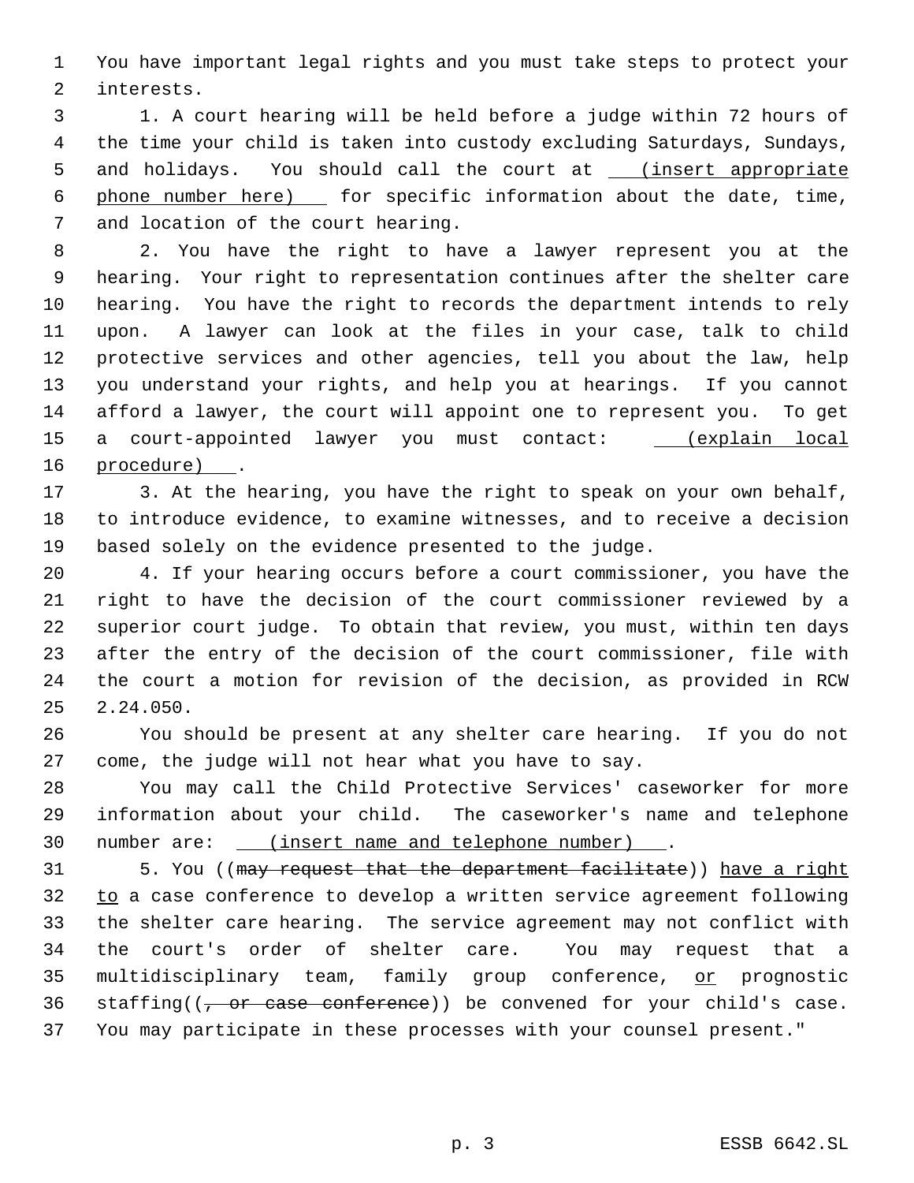You have important legal rights and you must take steps to protect your interests.

1. A court hearing will be held before a judge within 72 hours of the time your child is taken into custody excluding Saturdays, Sundays, and holidays. You should call the court at (insert appropriate phone number here) for specific information about the date, time, and location of the court hearing.

2. You have the right to have a lawyer represent you at the hearing. Your right to representation continues after the shelter care hearing. You have the right to records the department intends to rely upon. A lawyer can look at the files in your case, talk to child protective services and other agencies, tell you about the law, help you understand your rights, and help you at hearings. If you cannot afford a lawyer, the court will appoint one to represent you. To get a court-appointed lawyer you must contact: (explain local procedure) .

3. At the hearing, you have the right to speak on your own behalf, to introduce evidence, to examine witnesses, and to receive a decision based solely on the evidence presented to the judge.

4. If your hearing occurs before a court commissioner, you have the right to have the decision of the court commissioner reviewed by a superior court judge. To obtain that review, you must, within ten days after the entry of the decision of the court commissioner, file with the court a motion for revision of the decision, as provided in RCW 2.24.050.

You should be present at any shelter care hearing. If you do not come, the judge will not hear what you have to say.

You may call the Child Protective Services' caseworker for more information about your child. The caseworker's name and telephone number are: (insert name and telephone number) .

5. You ((~~may request that the department facilitate~~)) have a right to a case conference to develop a written service agreement following the shelter care hearing. The service agreement may not conflict with the court's order of shelter care. You may request that a multidisciplinary team, family group conference, or prognostic staffing((~~, or case conference~~)) be convened for your child's case. You may participate in these processes with your counsel present."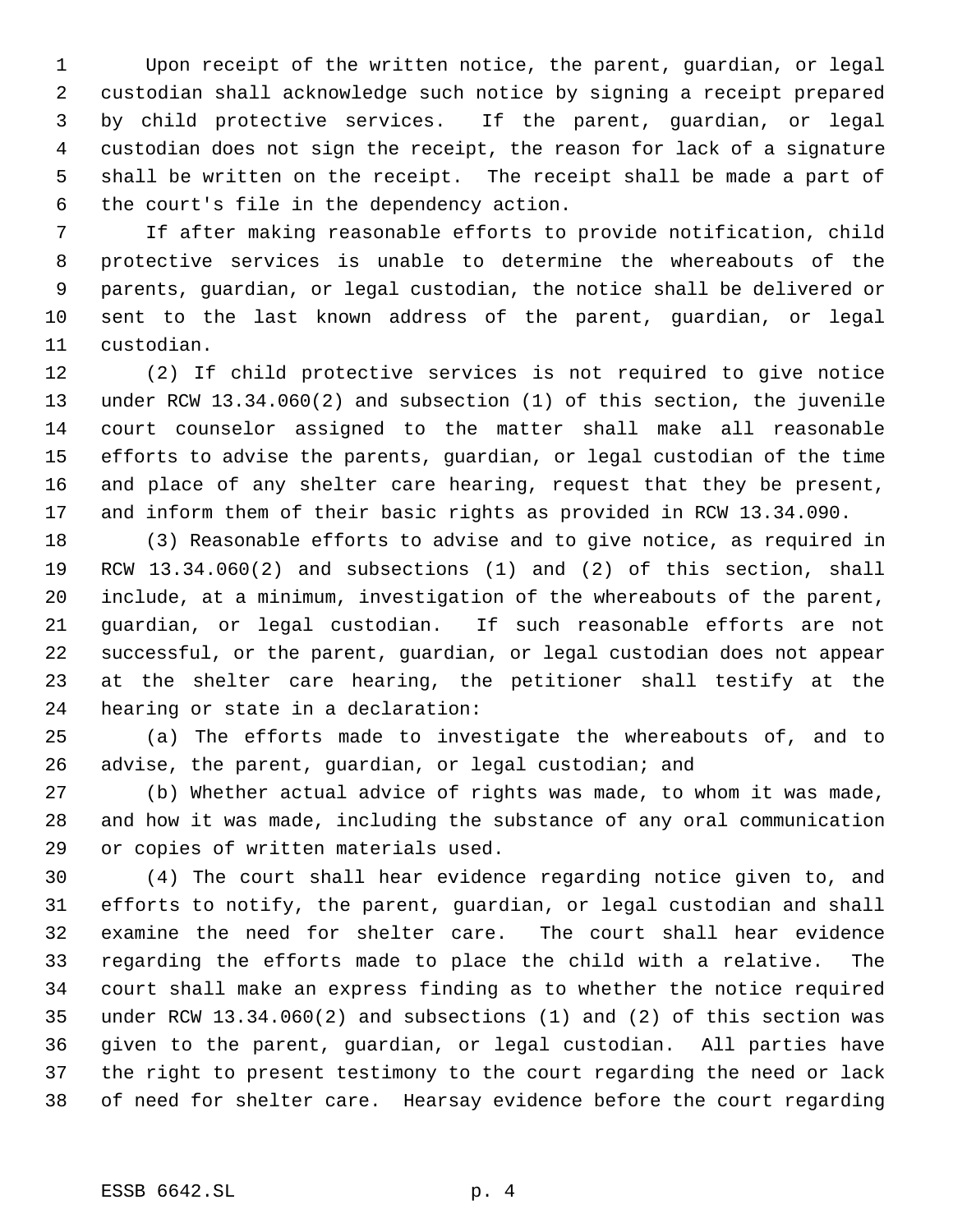Upon receipt of the written notice, the parent, guardian, or legal custodian shall acknowledge such notice by signing a receipt prepared by child protective services. If the parent, guardian, or legal custodian does not sign the receipt, the reason for lack of a signature shall be written on the receipt. The receipt shall be made a part of the court's file in the dependency action.

If after making reasonable efforts to provide notification, child protective services is unable to determine the whereabouts of the parents, guardian, or legal custodian, the notice shall be delivered or sent to the last known address of the parent, guardian, or legal custodian.

(2) If child protective services is not required to give notice under RCW 13.34.060(2) and subsection (1) of this section, the juvenile court counselor assigned to the matter shall make all reasonable efforts to advise the parents, guardian, or legal custodian of the time and place of any shelter care hearing, request that they be present, and inform them of their basic rights as provided in RCW 13.34.090.

(3) Reasonable efforts to advise and to give notice, as required in RCW 13.34.060(2) and subsections (1) and (2) of this section, shall include, at a minimum, investigation of the whereabouts of the parent, guardian, or legal custodian. If such reasonable efforts are not successful, or the parent, guardian, or legal custodian does not appear at the shelter care hearing, the petitioner shall testify at the hearing or state in a declaration:

(a) The efforts made to investigate the whereabouts of, and to advise, the parent, guardian, or legal custodian; and

(b) Whether actual advice of rights was made, to whom it was made, and how it was made, including the substance of any oral communication or copies of written materials used.

(4) The court shall hear evidence regarding notice given to, and efforts to notify, the parent, guardian, or legal custodian and shall examine the need for shelter care. The court shall hear evidence regarding the efforts made to place the child with a relative. The court shall make an express finding as to whether the notice required under RCW 13.34.060(2) and subsections (1) and (2) of this section was given to the parent, guardian, or legal custodian. All parties have the right to present testimony to the court regarding the need or lack of need for shelter care. Hearsay evidence before the court regarding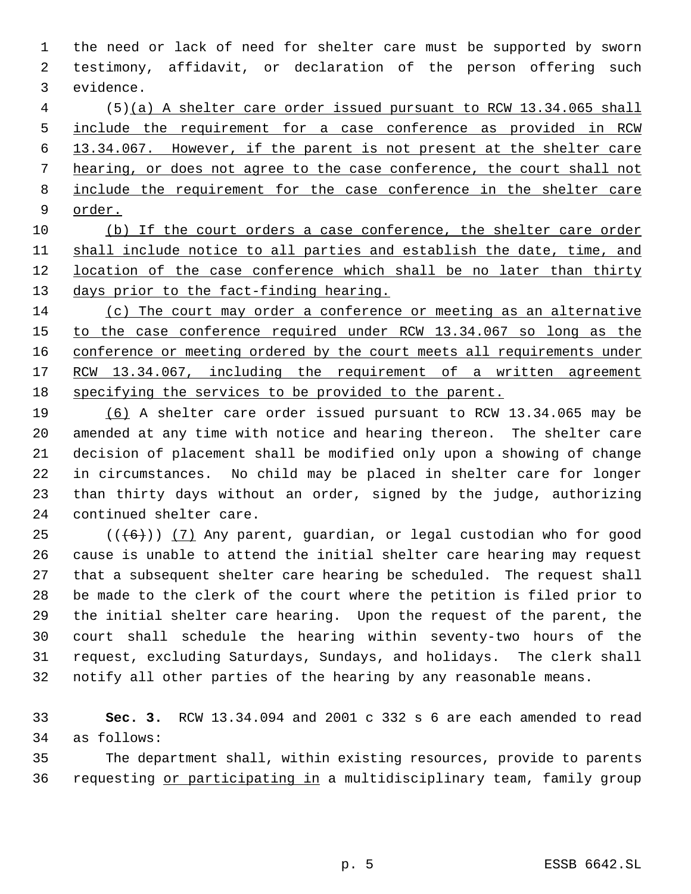the need or lack of need for shelter care must be supported by sworn testimony, affidavit, or declaration of the person offering such evidence.

(5)(a) A shelter care order issued pursuant to RCW 13.34.065 shall include the requirement for a case conference as provided in RCW 13.34.067. However, if the parent is not present at the shelter care hearing, or does not agree to the case conference, the court shall not include the requirement for the case conference in the shelter care order.

(b) If the court orders a case conference, the shelter care order shall include notice to all parties and establish the date, time, and location of the case conference which shall be no later than thirty days prior to the fact-finding hearing.

(c) The court may order a conference or meeting as an alternative to the case conference required under RCW 13.34.067 so long as the conference or meeting ordered by the court meets all requirements under RCW 13.34.067, including the requirement of a written agreement specifying the services to be provided to the parent.

(6) A shelter care order issued pursuant to RCW 13.34.065 may be amended at any time with notice and hearing thereon. The shelter care decision of placement shall be modified only upon a showing of change in circumstances. No child may be placed in shelter care for longer than thirty days without an order, signed by the judge, authorizing continued shelter care.

(((6))) (7) Any parent, guardian, or legal custodian who for good cause is unable to attend the initial shelter care hearing may request that a subsequent shelter care hearing be scheduled. The request shall be made to the clerk of the court where the petition is filed prior to the initial shelter care hearing. Upon the request of the parent, the court shall schedule the hearing within seventy-two hours of the request, excluding Saturdays, Sundays, and holidays. The clerk shall notify all other parties of the hearing by any reasonable means.

**Sec. 3.** RCW 13.34.094 and 2001 c 332 s 6 are each amended to read as follows:

The department shall, within existing resources, provide to parents requesting or participating in a multidisciplinary team, family group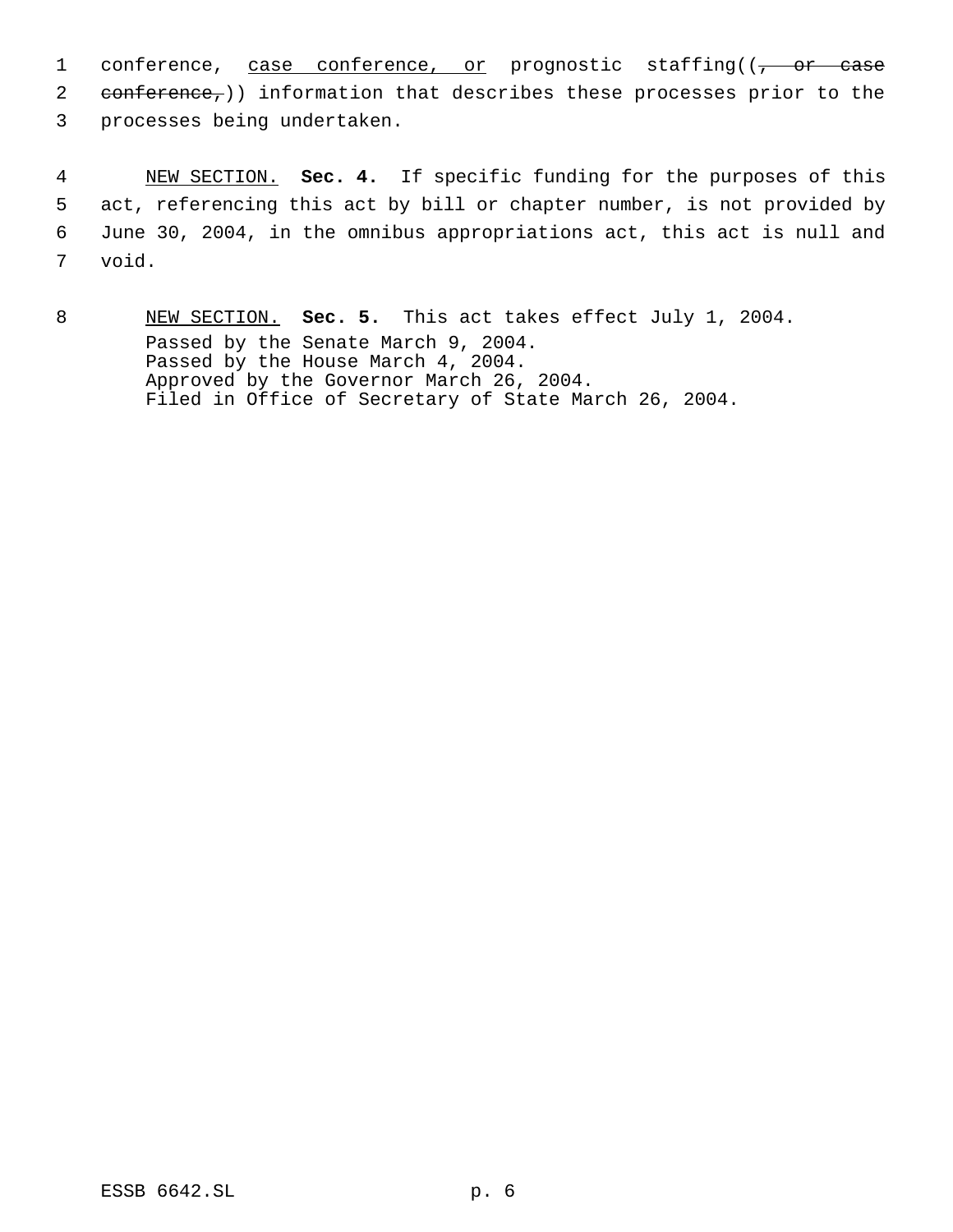conference, <u>case conference, or</u> prognostic staffing((~~, or case conference,~~)) information that describes these processes prior to the processes being undertaken.

<u>NEW SECTION.</u> **Sec. 4.** If specific funding for the purposes of this act, referencing this act by bill or chapter number, is not provided by June 30, 2004, in the omnibus appropriations act, this act is null and void.

<u>NEW SECTION.</u> **Sec. 5.** This act takes effect July 1, 2004.

Passed by the Senate March 9, 2004.
Passed by the House March 4, 2004.
Approved by the Governor March 26, 2004.
Filed in Office of Secretary of State March 26, 2004.